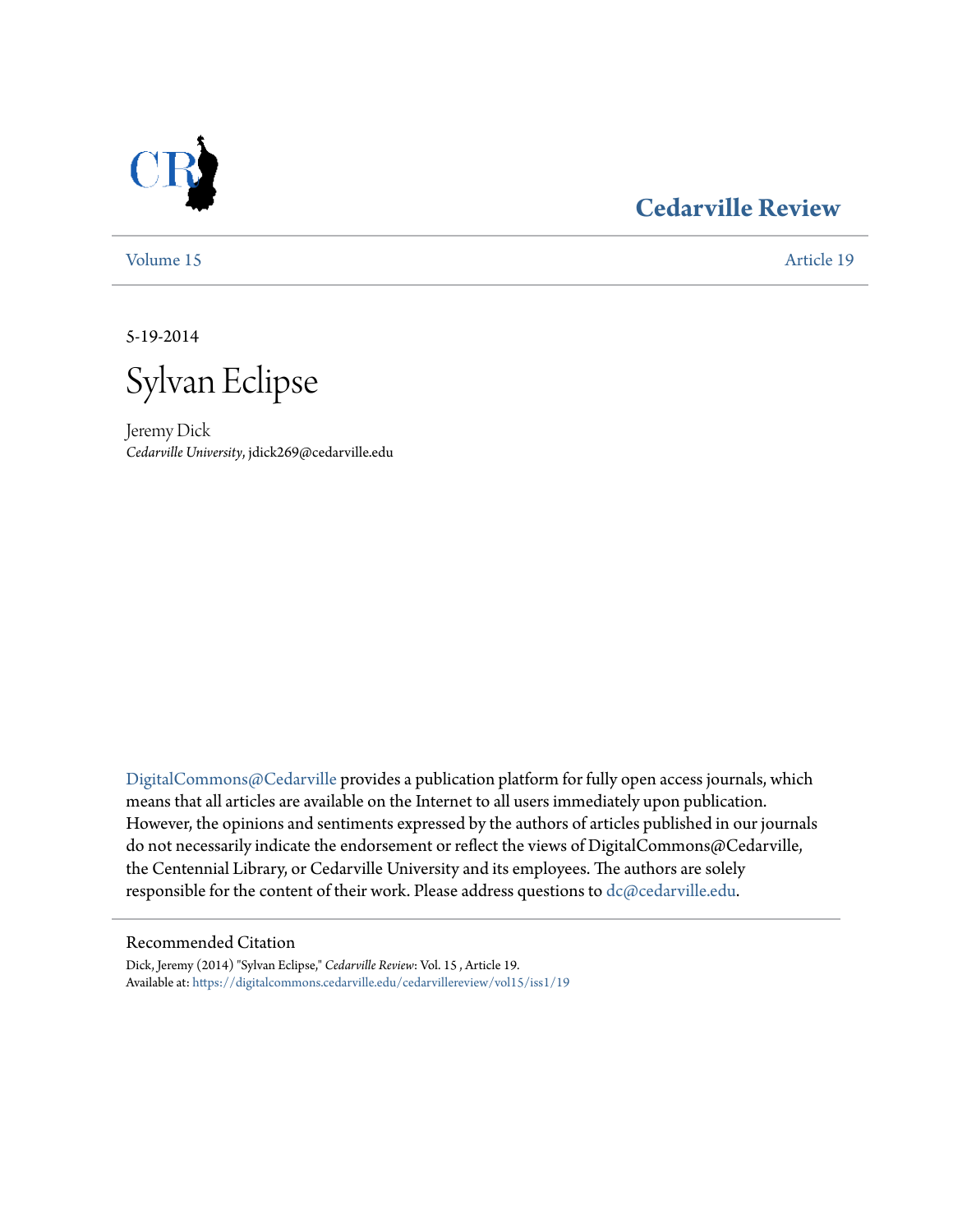Cedarville Review

Volume 15 | Article 19

5-19-2014

# Sylvan Eclipse

Jeremy Dick
*Cedarville University*, jdick269@cedarville.edu

DigitalCommons@Cedarville provides a publication platform for fully open access journals, which means that all articles are available on the Internet to all users immediately upon publication. However, the opinions and sentiments expressed by the authors of articles published in our journals do not necessarily indicate the endorsement or reflect the views of DigitalCommons@Cedarville, the Centennial Library, or Cedarville University and its employees. The authors are solely responsible for the content of their work. Please address questions to dc@cedarville.edu.

## Recommended Citation

Dick, Jeremy (2014) "Sylvan Eclipse," *Cedarville Review*: Vol. 15 , Article 19.
Available at: https://digitalcommons.cedarville.edu/cedarvillereview/vol15/iss1/19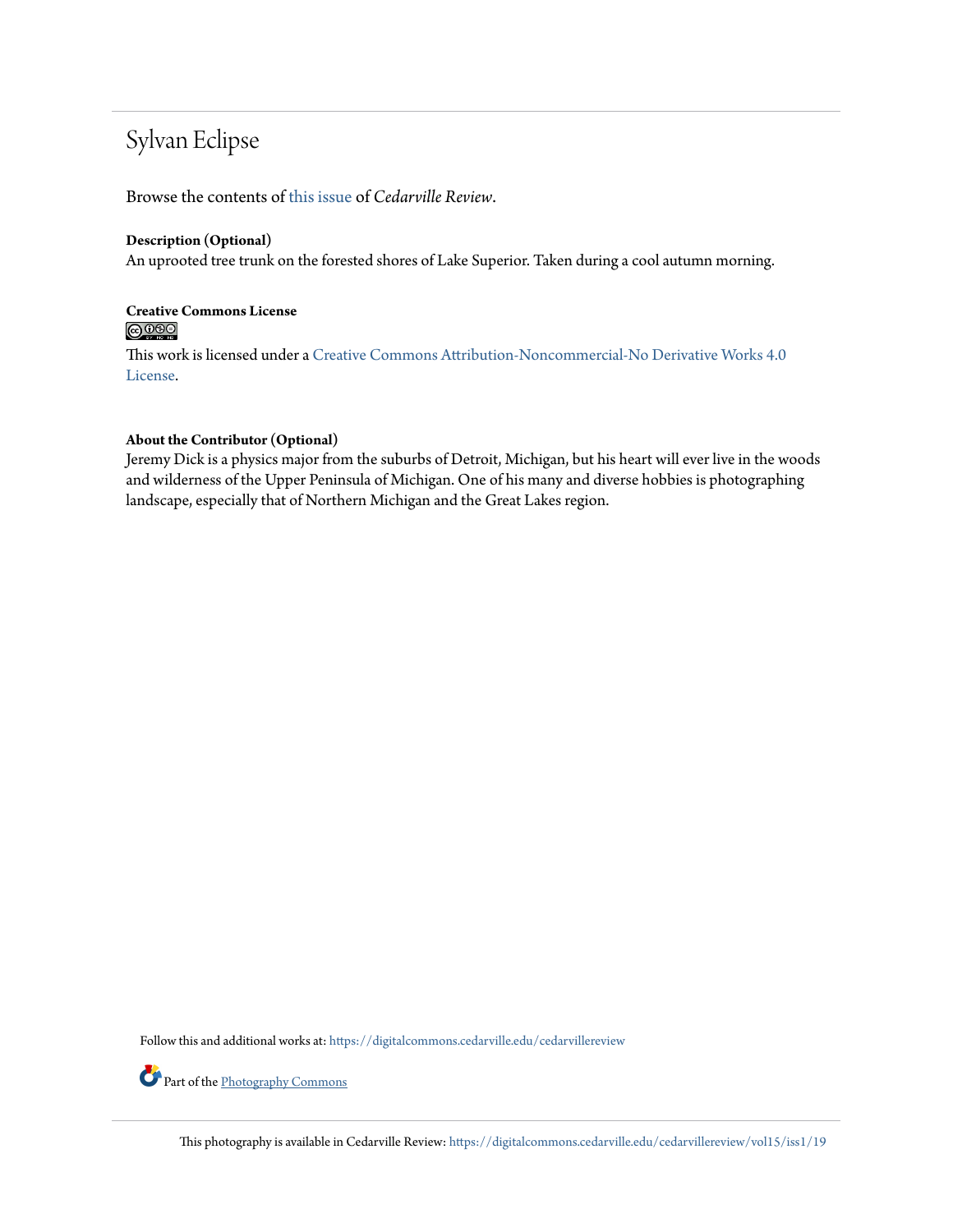# Sylvan Eclipse

Browse the contents of this issue of *Cedarville Review*.

**Description (Optional)**

An uprooted tree trunk on the forested shores of Lake Superior. Taken during a cool autumn morning.

**Creative Commons License**

This work is licensed under a Creative Commons Attribution-Noncommercial-No Derivative Works 4.0 License.

**About the Contributor (Optional)**

Jeremy Dick is a physics major from the suburbs of Detroit, Michigan, but his heart will ever live in the woods and wilderness of the Upper Peninsula of Michigan. One of his many and diverse hobbies is photographing landscape, especially that of Northern Michigan and the Great Lakes region.

Follow this and additional works at: https://digitalcommons.cedarville.edu/cedarvillereview

Part of the Photography Commons

This photography is available in Cedarville Review: https://digitalcommons.cedarville.edu/cedarvillereview/vol15/iss1/19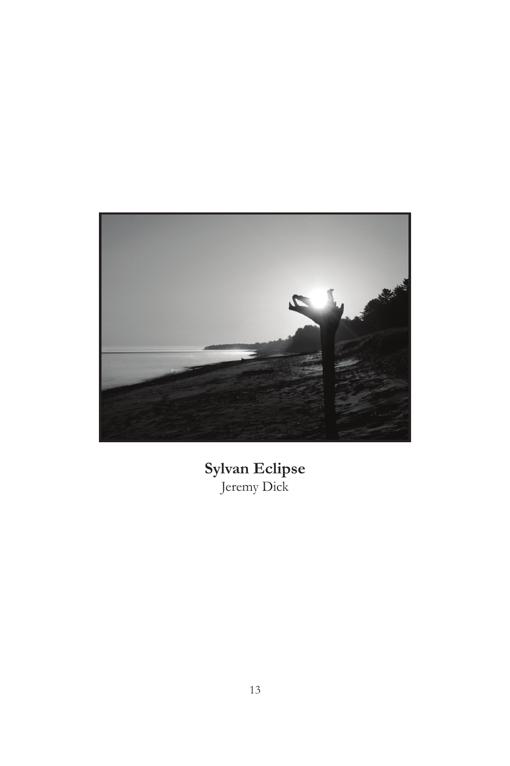**Sylvan Eclipse**
Jeremy Dick